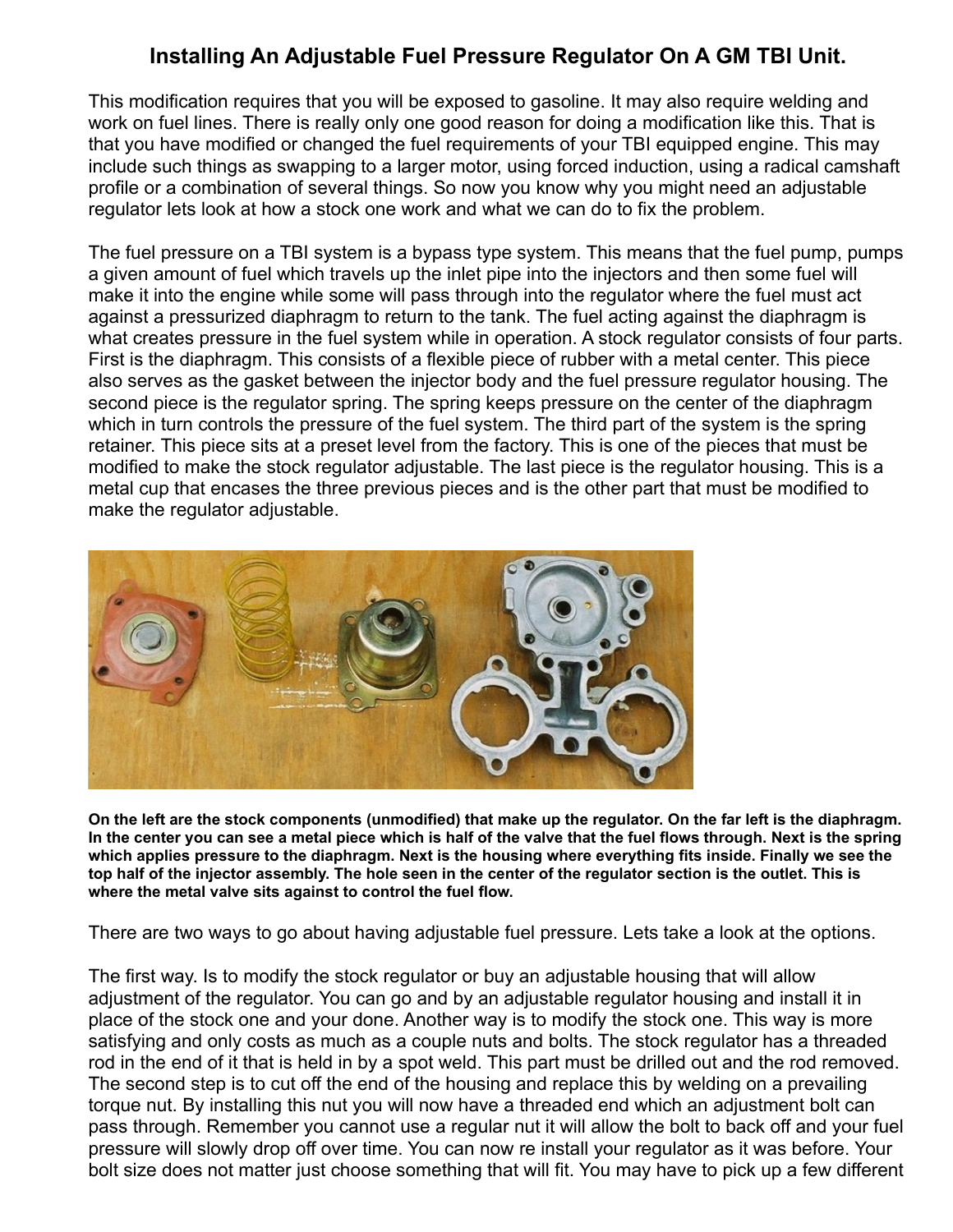# Installing An Adjustable Fuel Pressure Regulator On A GM TBI Unit.

This modification requires that you will be exposed to gasoline. It may also require welding and work on fuel lines. There is really only one good reason for doing a modification like this. That is that you have modified or changed the fuel requirements of your TBI equipped engine. This may include such things as swapping to a larger motor, using forced induction, using a radical camshaft profile or a combination of several things. So now you know why you might need an adjustable regulator lets look at how a stock one work and what we can do to fix the problem.

The fuel pressure on a TBI system is a bypass type system. This means that the fuel pump, pumps a given amount of fuel which travels up the inlet pipe into the injectors and then some fuel will make it into the engine while some will pass through into the regulator where the fuel must act against a pressurized diaphragm to return to the tank. The fuel acting against the diaphragm is what creates pressure in the fuel system while in operation. A stock regulator consists of four parts. First is the diaphragm. This consists of a flexible piece of rubber with a metal center. This piece also serves as the gasket between the injector body and the fuel pressure regulator housing. The second piece is the regulator spring. The spring keeps pressure on the center of the diaphragm which in turn controls the pressure of the fuel system. The third part of the system is the spring retainer. This piece sits at a preset level from the factory. This is one of the pieces that must be modified to make the stock regulator adjustable. The last piece is the regulator housing. This is a metal cup that encases the three previous pieces and is the other part that must be modified to make the regulator adjustable.

**On the left are the stock components (unmodified) that make up the regulator. On the far left is the diaphragm. In the center you can see a metal piece which is half of the valve that the fuel flows through. Next is the spring which applies pressure to the diaphragm. Next is the housing where everything fits inside. Finally we see the top half of the injector assembly. The hole seen in the center of the regulator section is the outlet. This is where the metal valve sits against to control the fuel flow.**

There are two ways to go about having adjustable fuel pressure. Lets take a look at the options.

The first way. Is to modify the stock regulator or buy an adjustable housing that will allow adjustment of the regulator. You can go and by an adjustable regulator housing and install it in place of the stock one and your done. Another way is to modify the stock one. This way is more satisfying and only costs as much as a couple nuts and bolts. The stock regulator has a threaded rod in the end of it that is held in by a spot weld. This part must be drilled out and the rod removed. The second step is to cut off the end of the housing and replace this by welding on a prevailing torque nut. By installing this nut you will now have a threaded end which an adjustment bolt can pass through. Remember you cannot use a regular nut it will allow the bolt to back off and your fuel pressure will slowly drop off over time. You can now re install your regulator as it was before. Your bolt size does not matter just choose something that will fit. You may have to pick up a few different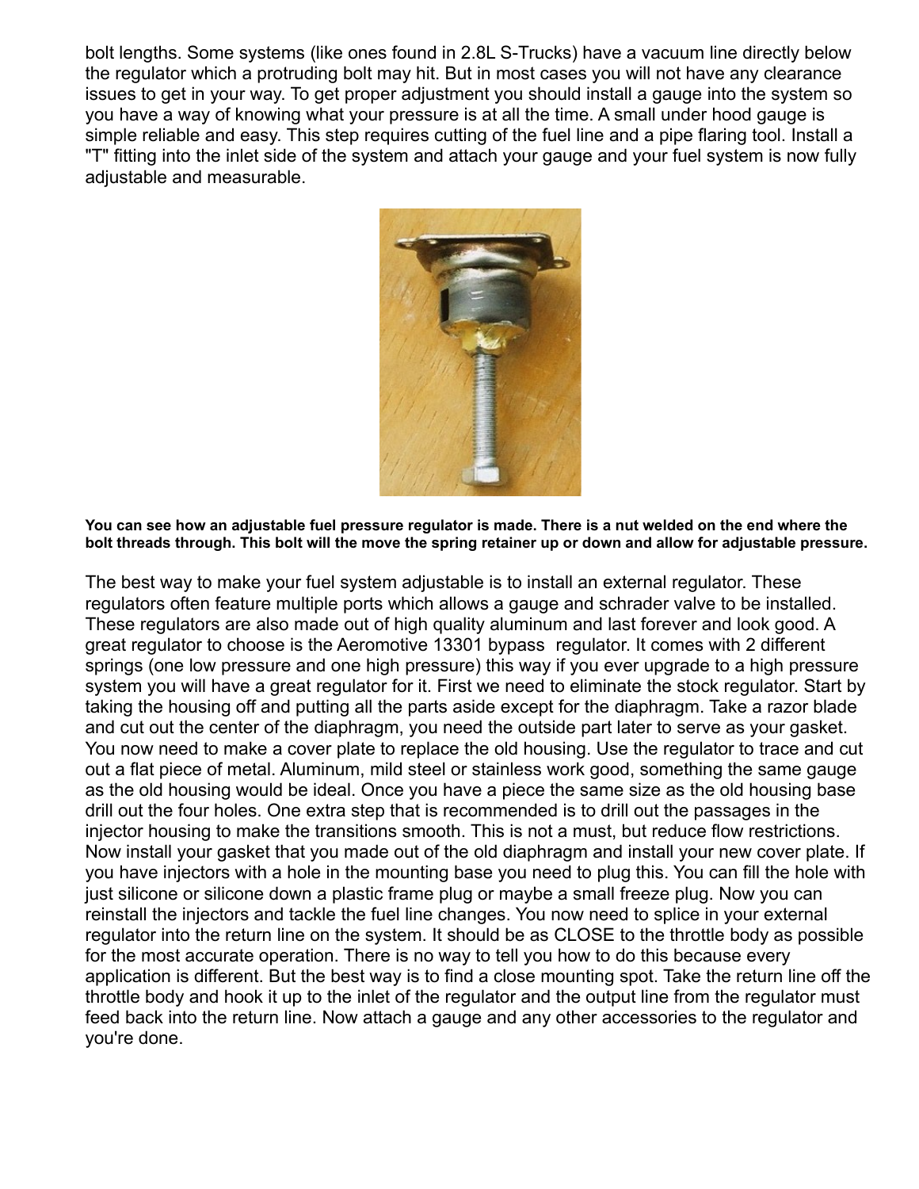bolt lengths. Some systems (like ones found in 2.8L S-Trucks) have a vacuum line directly below the regulator which a protruding bolt may hit. But in most cases you will not have any clearance issues to get in your way. To get proper adjustment you should install a gauge into the system so you have a way of knowing what your pressure is at all the time. A small under hood gauge is simple reliable and easy. This step requires cutting of the fuel line and a pipe flaring tool. Install a "T" fitting into the inlet side of the system and attach your gauge and your fuel system is now fully adjustable and measurable.

**You can see how an adjustable fuel pressure regulator is made. There is a nut welded on the end where the bolt threads through. This bolt will the move the spring retainer up or down and allow for adjustable pressure.**

The best way to make your fuel system adjustable is to install an external regulator. These regulators often feature multiple ports which allows a gauge and schrader valve to be installed. These regulators are also made out of high quality aluminum and last forever and look good. A great regulator to choose is the Aeromotive 13301 bypass regulator. It comes with 2 different springs (one low pressure and one high pressure) this way if you ever upgrade to a high pressure system you will have a great regulator for it. First we need to eliminate the stock regulator. Start by taking the housing off and putting all the parts aside except for the diaphragm. Take a razor blade and cut out the center of the diaphragm, you need the outside part later to serve as your gasket. You now need to make a cover plate to replace the old housing. Use the regulator to trace and cut out a flat piece of metal. Aluminum, mild steel or stainless work good, something the same gauge as the old housing would be ideal. Once you have a piece the same size as the old housing base drill out the four holes. One extra step that is recommended is to drill out the passages in the injector housing to make the transitions smooth. This is not a must, but reduce flow restrictions. Now install your gasket that you made out of the old diaphragm and install your new cover plate. If you have injectors with a hole in the mounting base you need to plug this. You can fill the hole with just silicone or silicone down a plastic frame plug or maybe a small freeze plug. Now you can reinstall the injectors and tackle the fuel line changes. You now need to splice in your external regulator into the return line on the system. It should be as CLOSE to the throttle body as possible for the most accurate operation. There is no way to tell you how to do this because every application is different. But the best way is to find a close mounting spot. Take the return line off the throttle body and hook it up to the inlet of the regulator and the output line from the regulator must feed back into the return line. Now attach a gauge and any other accessories to the regulator and you're done.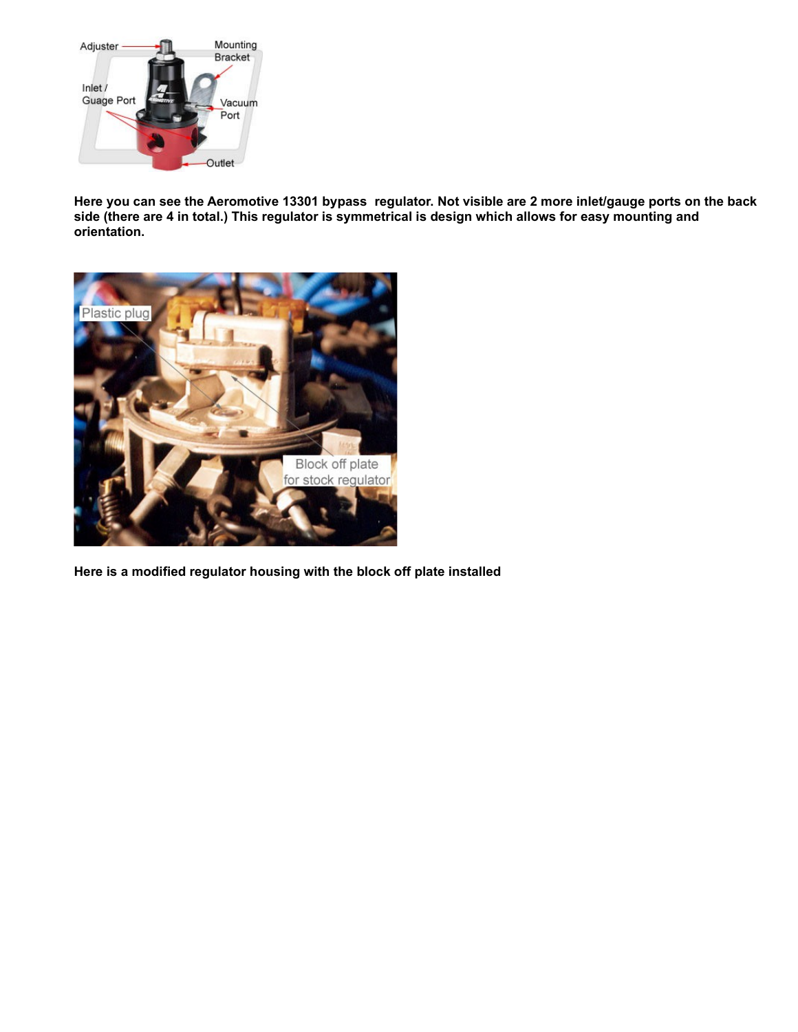**Here you can see the Aeromotive 13301 bypass regulator. Not visible are 2 more inlet/gauge ports on the back side (there are 4 in total.) This regulator is symmetrical is design which allows for easy mounting and orientation.**

**Here is a modified regulator housing with the block off plate installed**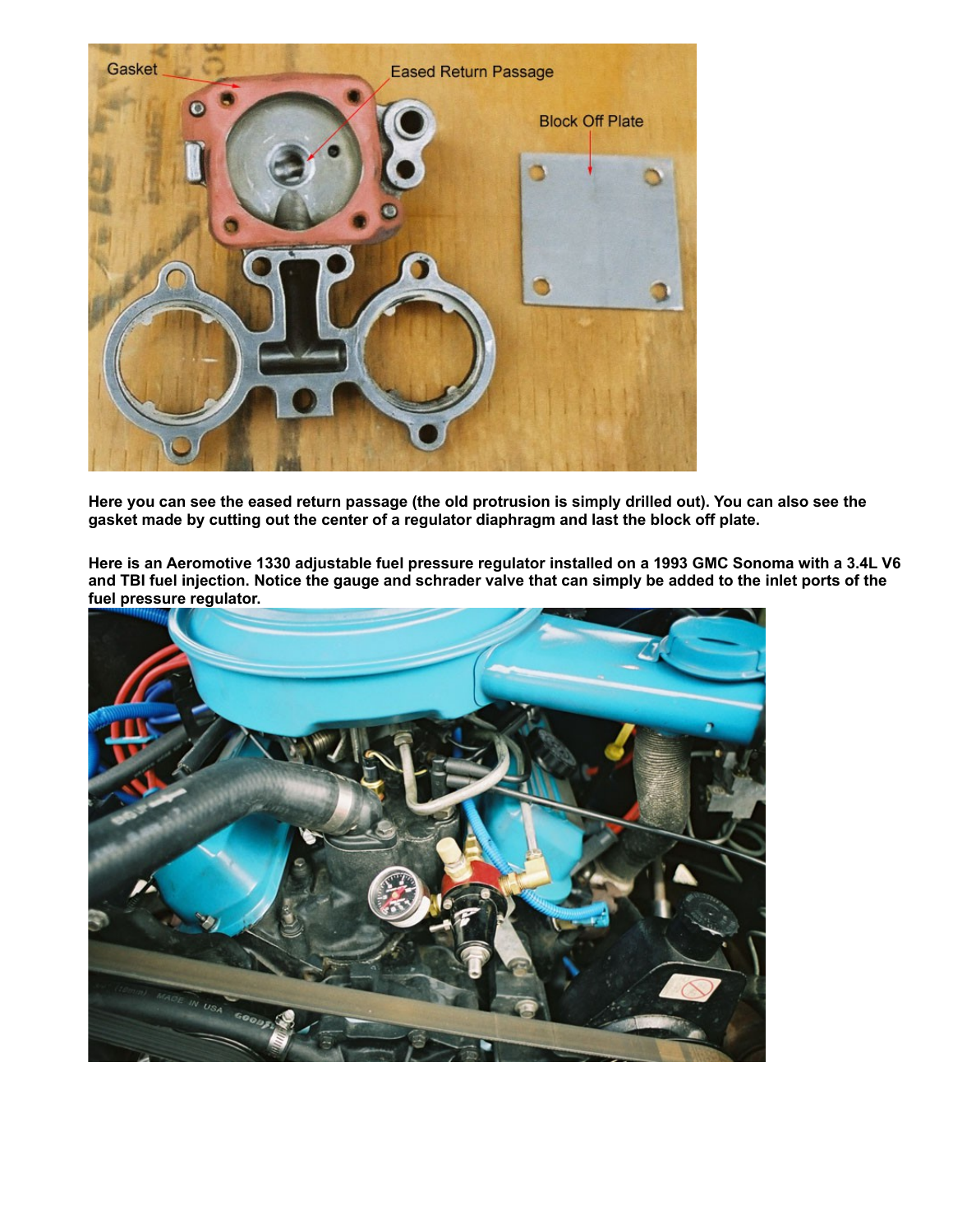**Here you can see the eased return passage (the old protrusion is simply drilled out). You can also see the gasket made by cutting out the center of a regulator diaphragm and last the block off plate.**

**Here is an Aeromotive 1330 adjustable fuel pressure regulator installed on a 1993 GMC Sonoma with a 3.4L V6 and TBI fuel injection. Notice the gauge and schrader valve that can simply be added to the inlet ports of the fuel pressure regulator.**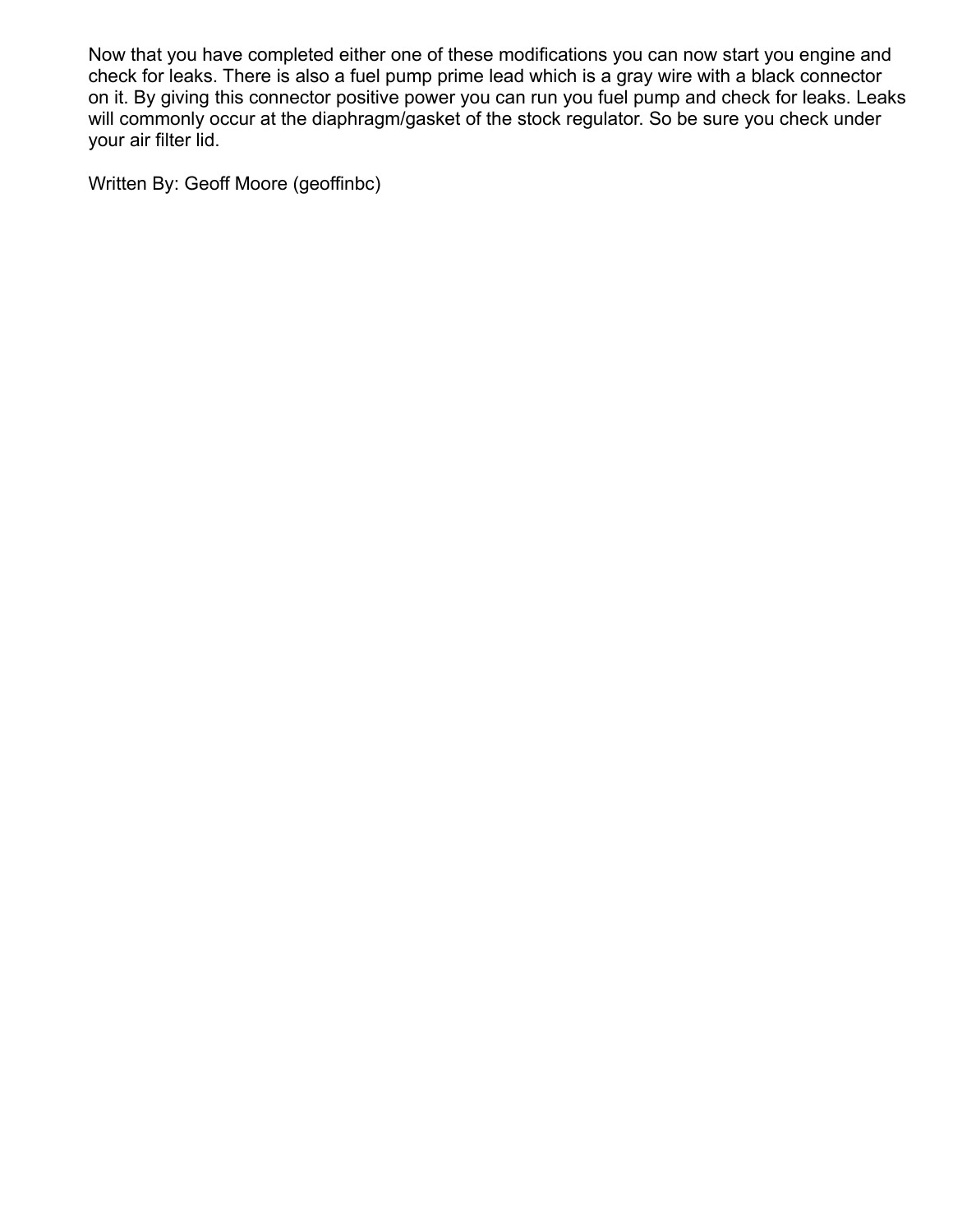Now that you have completed either one of these modifications you can now start you engine and check for leaks. There is also a fuel pump prime lead which is a gray wire with a black connector on it. By giving this connector positive power you can run you fuel pump and check for leaks. Leaks will commonly occur at the diaphragm/gasket of the stock regulator. So be sure you check under your air filter lid.

Written By: Geoff Moore (geoffinbc)